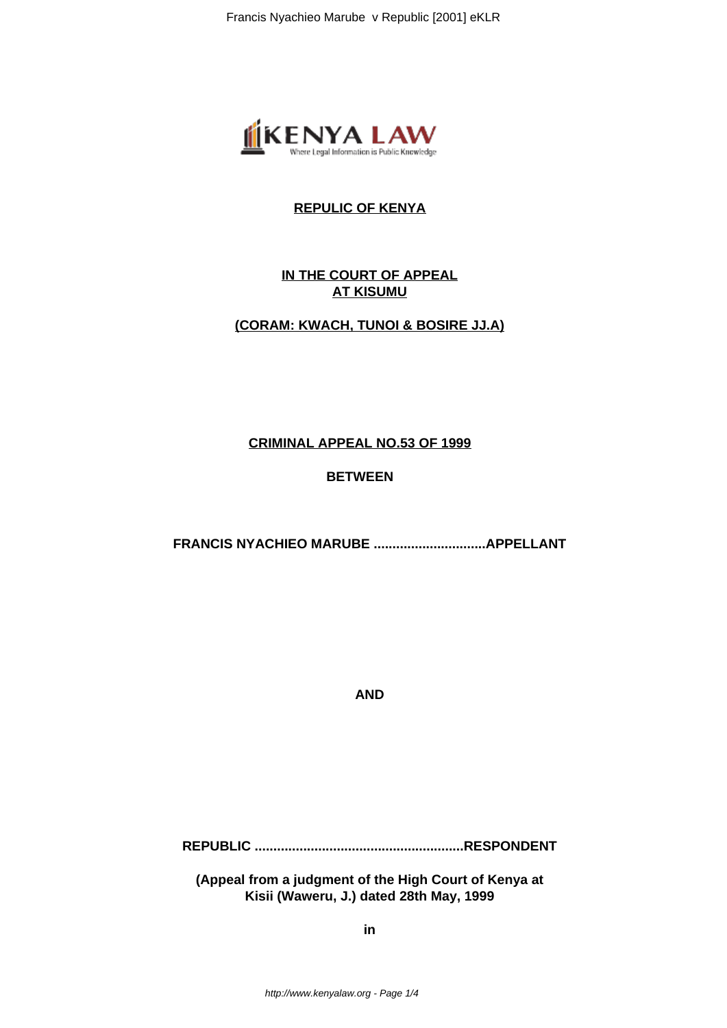**REPULIC OF KENYA**

**IN THE COURT OF APPEAL**
**AT KISUMU**

**(CORAM: KWACH, TUNOI & BOSIRE JJ.A)**

**CRIMINAL APPEAL NO.53 OF 1999**

**BETWEEN**

**FRANCIS NYACHIEO MARUBE ..............................APPELLANT**

**AND**

**REPUBLIC ........................................................RESPONDENT**

**(Appeal from a judgment of the High Court of Kenya at Kisii (Waweru, J.) dated 28th May, 1999**

**in**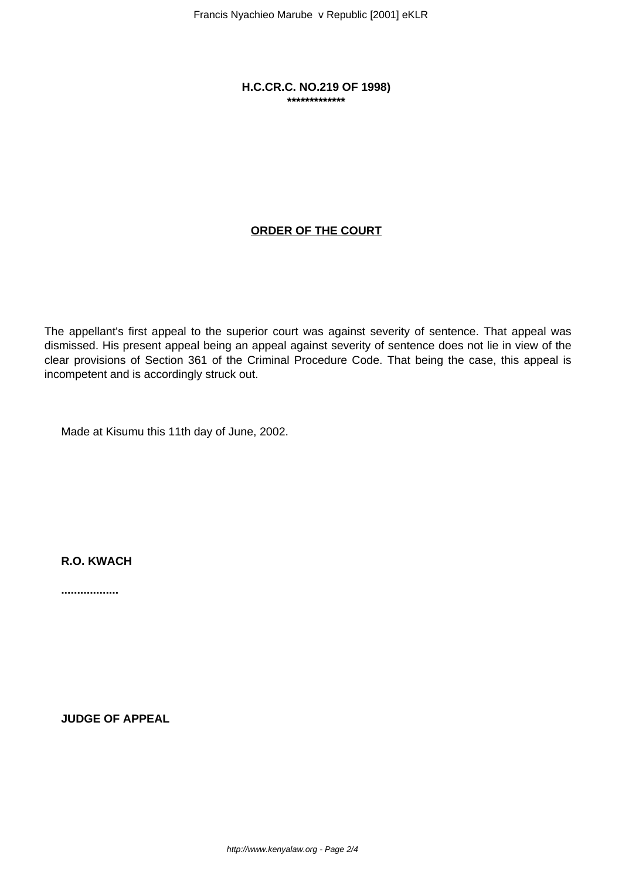**H.C.CR.C. NO.219 OF 1998)**

**\*\*\*\*\*\*\*\*\*\*\*\*\***

**ORDER OF THE COURT**

The appellant's first appeal to the superior court was against severity of sentence. That appeal was dismissed. His present appeal being an appeal against severity of sentence does not lie in view of the clear provisions of Section 361 of the Criminal Procedure Code. That being the case, this appeal is incompetent and is accordingly struck out.

Made at Kisumu this 11th day of June, 2002.

**R.O. KWACH**

**..................**

**JUDGE OF APPEAL**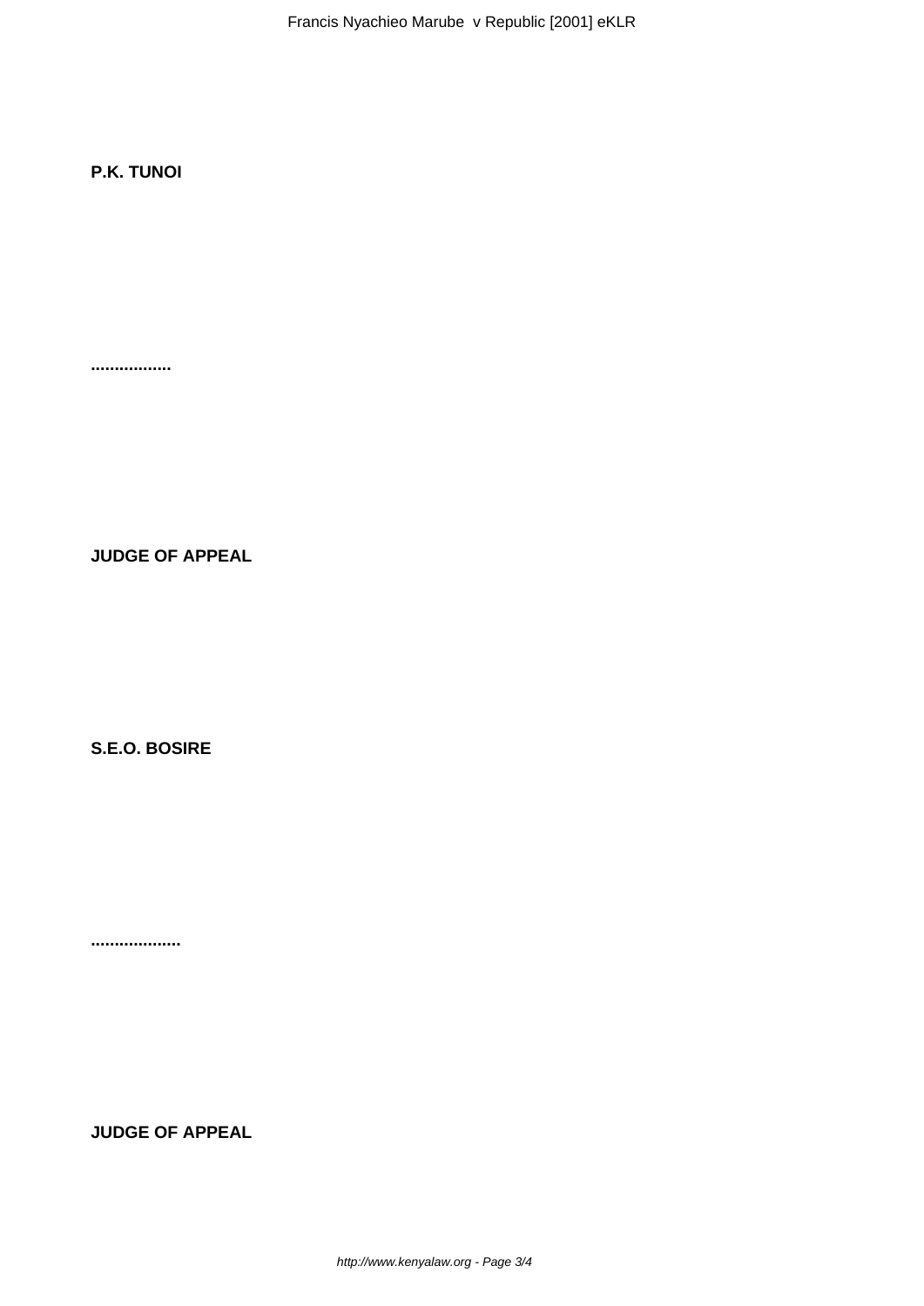**P.K. TUNOI**

**................**

**JUDGE OF APPEAL**

**S.E.O. BOSIRE**

**..................**

**JUDGE OF APPEAL**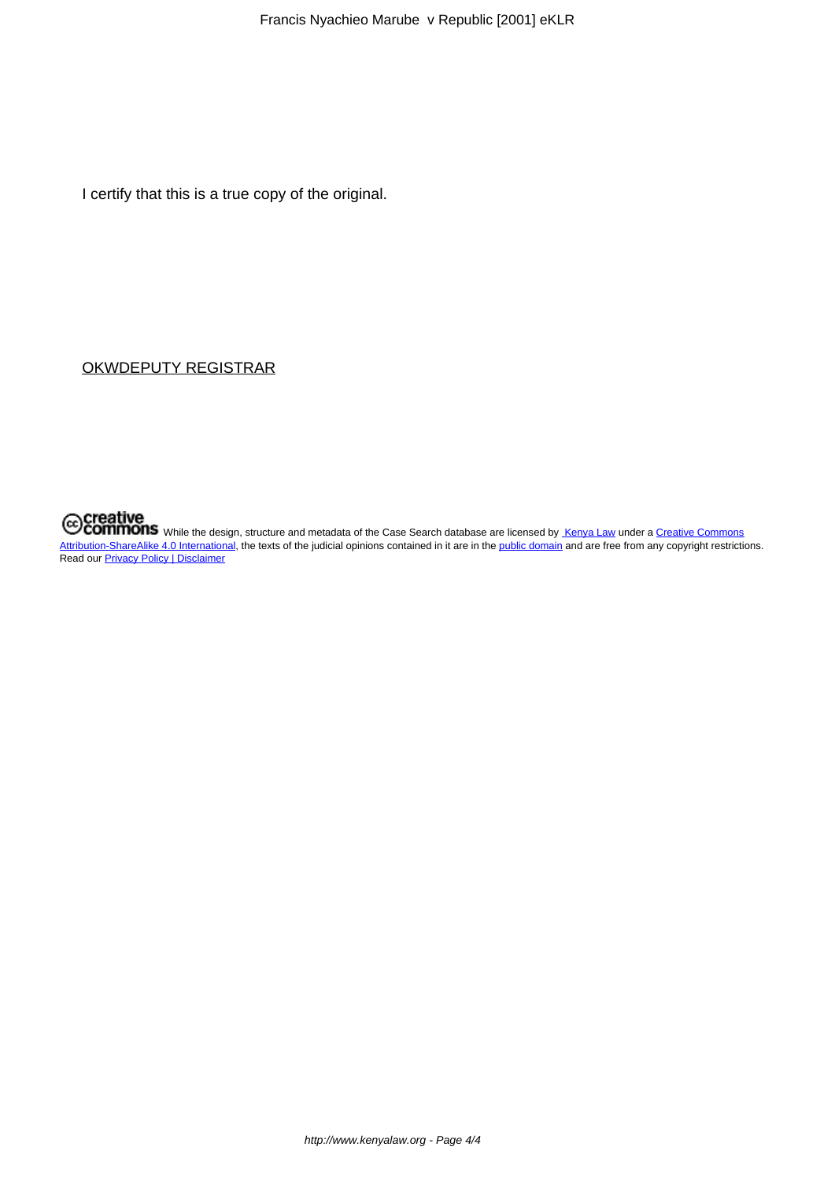I certify that this is a true copy of the original.

OKWDEPUTY REGISTRAR

While the design, structure and metadata of the Case Search database are licensed by Kenya Law under a Creative Commons Attribution-ShareAlike 4.0 International, the texts of the judicial opinions contained in it are in the public domain and are free from any copyright restrictions. Read our Privacy Policy | Disclaimer